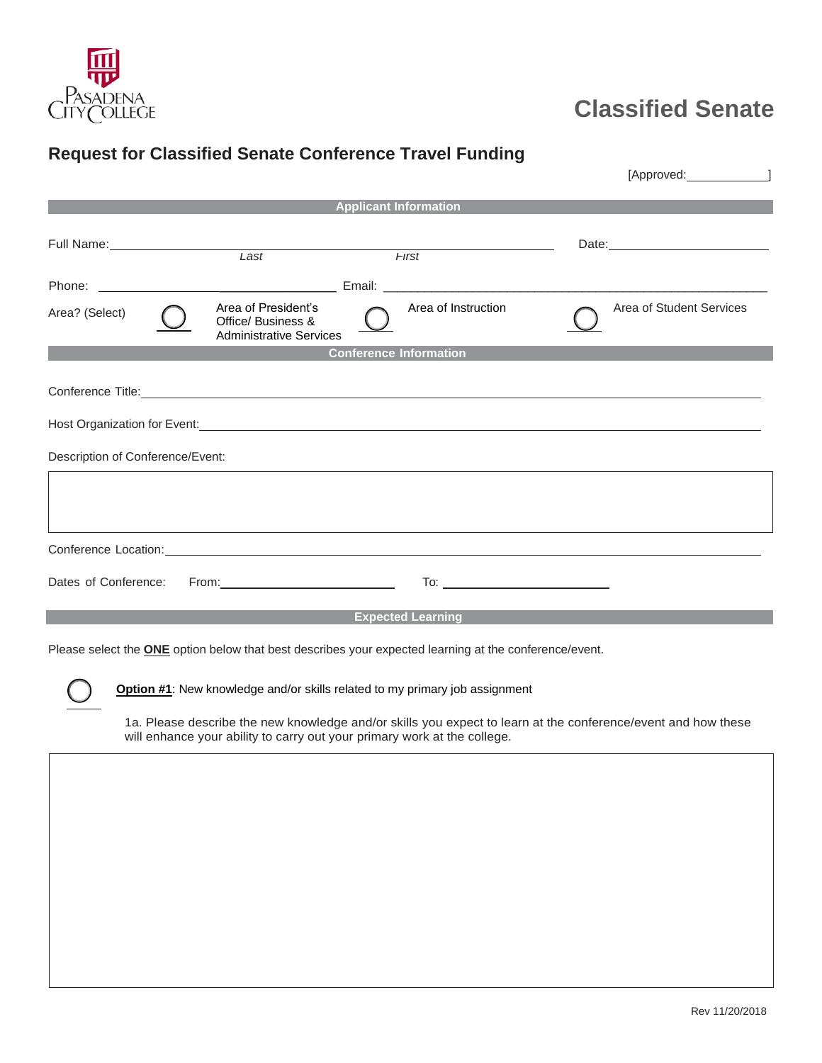Pasadena City College

# Classified Senate

## Request for Classified Senate Conference Travel Funding

[Approved: ____________]

### Applicant Information

Full Name: ______________________________ Date: ______________

*Last* *First*

Phone: ______________________ Email: ______________________________

Area? (Select) ◯ Area of President's Office/ Business & Administrative Services ◯ Area of Instruction ◯ Area of Student Services

### Conference Information

Conference Title: ______________________________

Host Organization for Event: ______________________________

Description of Conference/Event:

|   |
|---|
|   |

Conference Location: ______________________________

Dates of Conference: From: ______________ To: ______________

### Expected Learning

Please select the **ONE** option below that best describes your expected learning at the conference/event.

◯ **Option #1**: New knowledge and/or skills related to my primary job assignment

1a. Please describe the new knowledge and/or skills you expect to learn at the conference/event and how these will enhance your ability to carry out your primary work at the college.

|   |
|---|
|   |

Rev 11/20/2018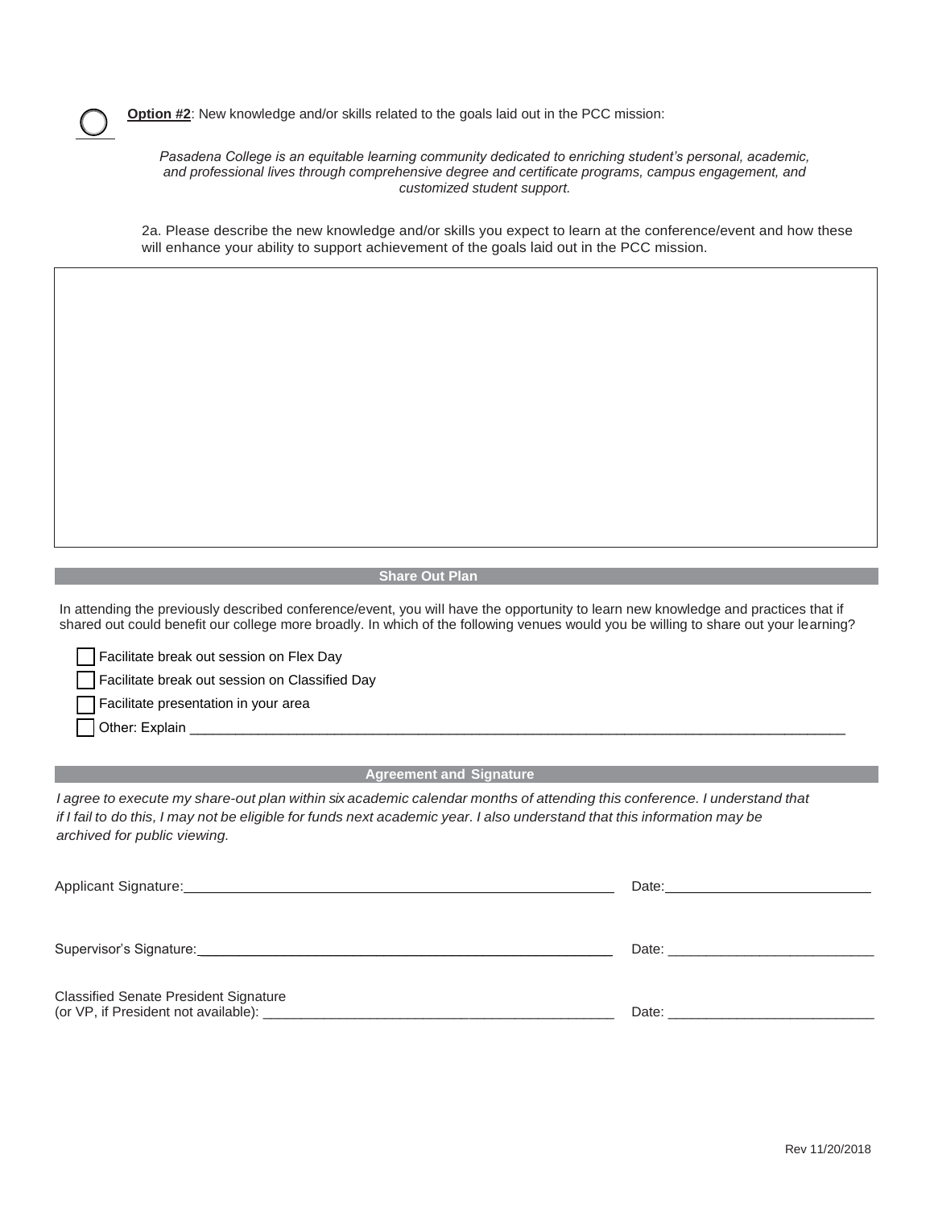○ **Option #2**: New knowledge and/or skills related to the goals laid out in the PCC mission:

*Pasadena College is an equitable learning community dedicated to enriching student's personal, academic, and professional lives through comprehensive degree and certificate programs, campus engagement, and customized student support.*

2a. Please describe the new knowledge and/or skills you expect to learn at the conference/event and how these will enhance your ability to support achievement of the goals laid out in the PCC mission.

## Share Out Plan

In attending the previously described conference/event, you will have the opportunity to learn new knowledge and practices that if shared out could benefit our college more broadly. In which of the following venues would you be willing to share out your learning?

- ☐ Facilitate break out session on Flex Day
- ☐ Facilitate break out session on Classified Day
- ☐ Facilitate presentation in your area
- ☐ Other: Explain ______________________________________________________________________________

## Agreement and Signature

*I agree to execute my share-out plan within six academic calendar months of attending this conference. I understand that if I fail to do this, I may not be eligible for funds next academic year. I also understand that this information may be archived for public viewing.*

Applicant Signature:______________________________________________ Date:______________________

Supervisor's Signature:____________________________________________ Date: ______________________

Classified Senate President Signature
(or VP, if President not available): ___________________________________ Date: ______________________

Rev 11/20/2018